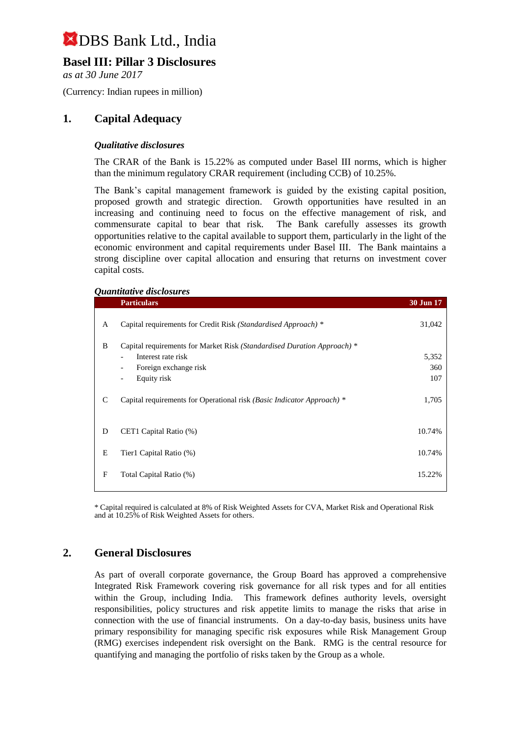# DBS Bank Ltd., India

## Basel III: Pillar 3 Disclosures

*as at 30 June 2017*

(Currency: Indian rupees in million)

## 1. Capital Adequacy

### *Qualitative disclosures*

The CRAR of the Bank is 15.22% as computed under Basel III norms, which is higher than the minimum regulatory CRAR requirement (including CCB) of 10.25%.

The Bank's capital management framework is guided by the existing capital position, proposed growth and strategic direction. Growth opportunities have resulted in an increasing and continuing need to focus on the effective management of risk, and commensurate capital to bear that risk. The Bank carefully assesses its growth opportunities relative to the capital available to support them, particularly in the light of the economic environment and capital requirements under Basel III. The Bank maintains a strong discipline over capital allocation and ensuring that returns on investment cover capital costs.

### *Quantitative disclosures*

| | Particulars | 30 Jun 17 |
|---|---|---|
| A | Capital requirements for Credit Risk *(Standardised Approach)* * | 31,042 |
| B | Capital requirements for Market Risk *(Standardised Duration Approach)* * | |
| | - Interest rate risk | 5,352 |
| | - Foreign exchange risk | 360 |
| | - Equity risk | 107 |
| C | Capital requirements for Operational risk *(Basic Indicator Approach)* * | 1,705 |
| D | CET1 Capital Ratio (%) | 10.74% |
| E | Tier1 Capital Ratio (%) | 10.74% |
| F | Total Capital Ratio (%) | 15.22% |

* Capital required is calculated at 8% of Risk Weighted Assets for CVA, Market Risk and Operational Risk and at 10.25% of Risk Weighted Assets for others.

## 2. General Disclosures

As part of overall corporate governance, the Group Board has approved a comprehensive Integrated Risk Framework covering risk governance for all risk types and for all entities within the Group, including India. This framework defines authority levels, oversight responsibilities, policy structures and risk appetite limits to manage the risks that arise in connection with the use of financial instruments. On a day-to-day basis, business units have primary responsibility for managing specific risk exposures while Risk Management Group (RMG) exercises independent risk oversight on the Bank. RMG is the central resource for quantifying and managing the portfolio of risks taken by the Group as a whole.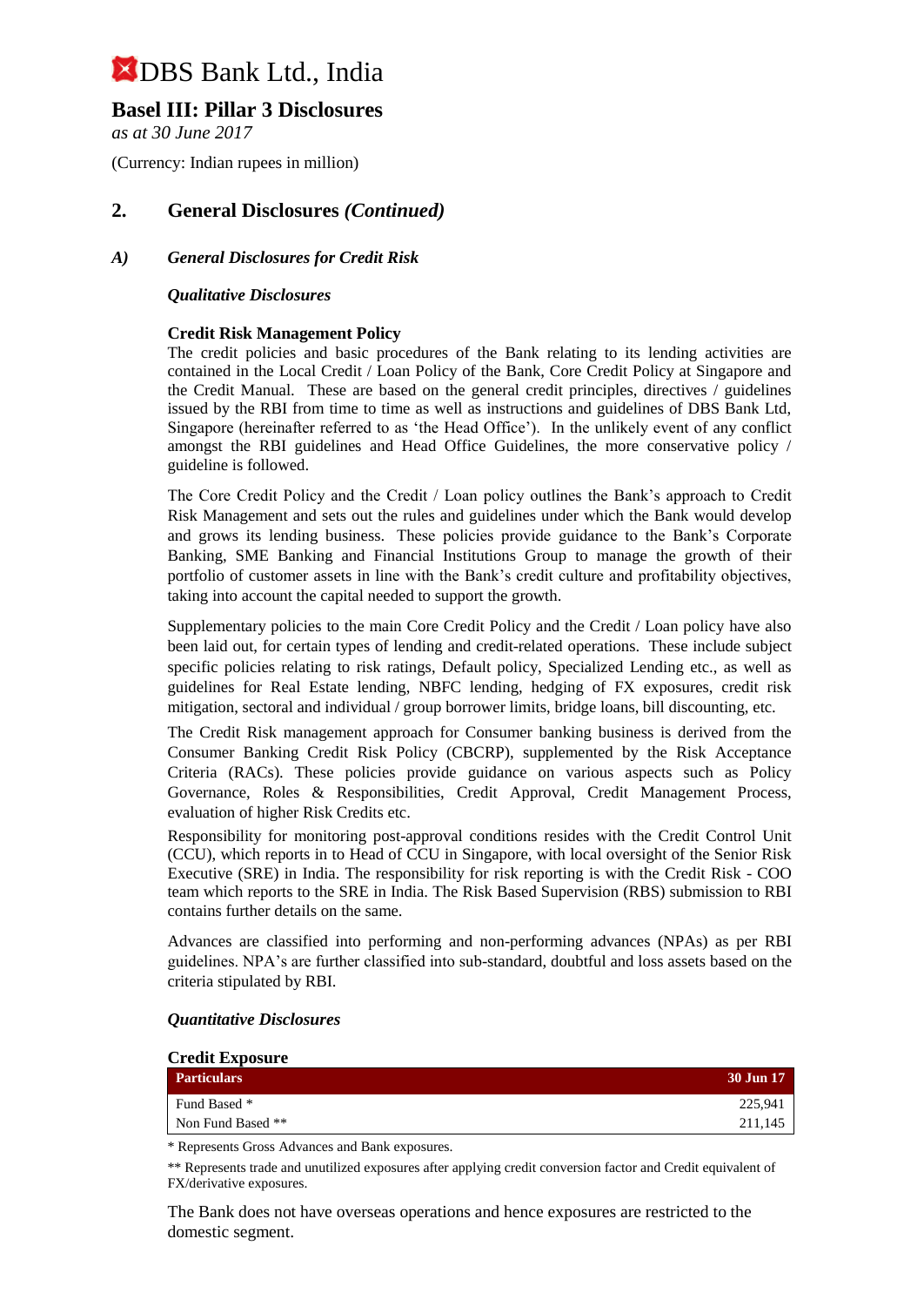# DBS Bank Ltd., India

## Basel III: Pillar 3 Disclosures

*as at 30 June 2017*

(Currency: Indian rupees in million)

## 2. General Disclosures *(Continued)*

### *A) General Disclosures for Credit Risk*

***Qualitative Disclosures***

**Credit Risk Management Policy**

The credit policies and basic procedures of the Bank relating to its lending activities are contained in the Local Credit / Loan Policy of the Bank, Core Credit Policy at Singapore and the Credit Manual. These are based on the general credit principles, directives / guidelines issued by the RBI from time to time as well as instructions and guidelines of DBS Bank Ltd, Singapore (hereinafter referred to as 'the Head Office'). In the unlikely event of any conflict amongst the RBI guidelines and Head Office Guidelines, the more conservative policy / guideline is followed.

The Core Credit Policy and the Credit / Loan policy outlines the Bank's approach to Credit Risk Management and sets out the rules and guidelines under which the Bank would develop and grows its lending business. These policies provide guidance to the Bank's Corporate Banking, SME Banking and Financial Institutions Group to manage the growth of their portfolio of customer assets in line with the Bank's credit culture and profitability objectives, taking into account the capital needed to support the growth.

Supplementary policies to the main Core Credit Policy and the Credit / Loan policy have also been laid out, for certain types of lending and credit-related operations. These include subject specific policies relating to risk ratings, Default policy, Specialized Lending etc., as well as guidelines for Real Estate lending, NBFC lending, hedging of FX exposures, credit risk mitigation, sectoral and individual / group borrower limits, bridge loans, bill discounting, etc.

The Credit Risk management approach for Consumer banking business is derived from the Consumer Banking Credit Risk Policy (CBCRP), supplemented by the Risk Acceptance Criteria (RACs). These policies provide guidance on various aspects such as Policy Governance, Roles & Responsibilities, Credit Approval, Credit Management Process, evaluation of higher Risk Credits etc.

Responsibility for monitoring post-approval conditions resides with the Credit Control Unit (CCU), which reports in to Head of CCU in Singapore, with local oversight of the Senior Risk Executive (SRE) in India. The responsibility for risk reporting is with the Credit Risk - COO team which reports to the SRE in India. The Risk Based Supervision (RBS) submission to RBI contains further details on the same.

Advances are classified into performing and non-performing advances (NPAs) as per RBI guidelines. NPA's are further classified into sub-standard, doubtful and loss assets based on the criteria stipulated by RBI.

***Quantitative Disclosures***

**Credit Exposure**

| Particulars | 30 Jun 17 |
|---|---|
| Fund Based * | 225,941 |
| Non Fund Based ** | 211,145 |

* Represents Gross Advances and Bank exposures.

** Represents trade and unutilized exposures after applying credit conversion factor and Credit equivalent of FX/derivative exposures.

The Bank does not have overseas operations and hence exposures are restricted to the domestic segment.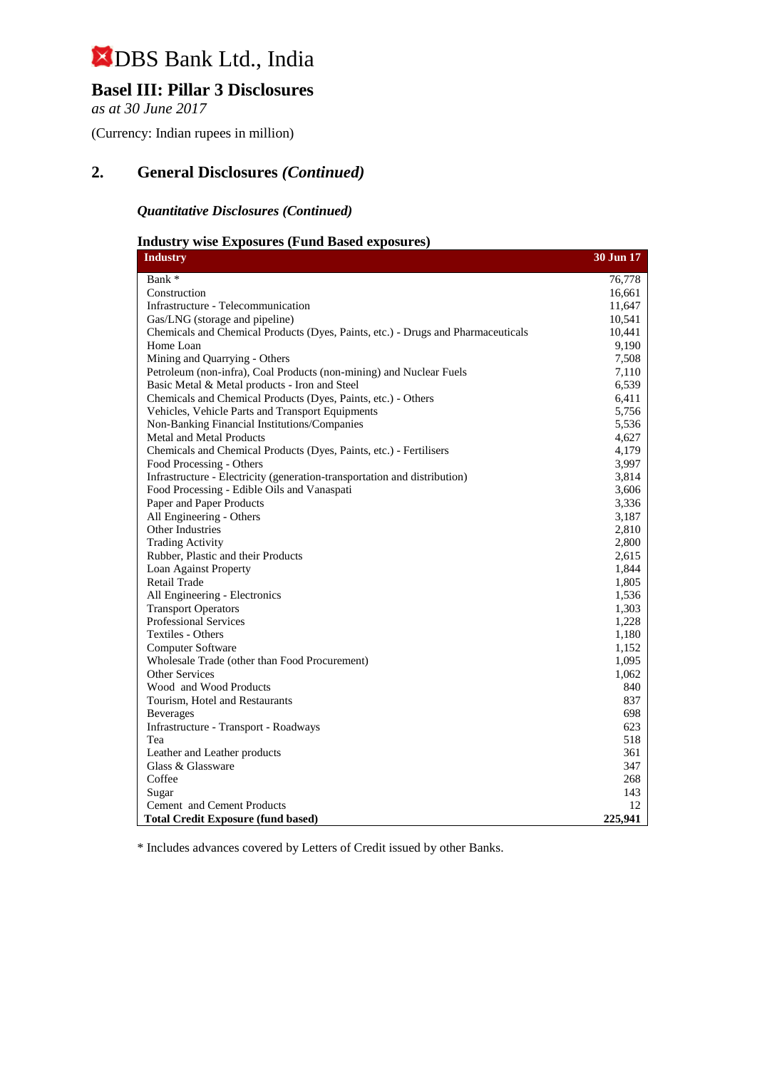# DBS Bank Ltd., India

## Basel III: Pillar 3 Disclosures

*as at 30 June 2017*

(Currency: Indian rupees in million)

## 2. General Disclosures *(Continued)*

### *Quantitative Disclosures (Continued)*

**Industry wise Exposures (Fund Based exposures)**

| Industry | 30 Jun 17 |
|---|---|
| Bank * | 76,778 |
| Construction | 16,661 |
| Infrastructure - Telecommunication | 11,647 |
| Gas/LNG (storage and pipeline) | 10,541 |
| Chemicals and Chemical Products (Dyes, Paints, etc.) - Drugs and Pharmaceuticals | 10,441 |
| Home Loan | 9,190 |
| Mining and Quarrying - Others | 7,508 |
| Petroleum (non-infra), Coal Products (non-mining) and Nuclear Fuels | 7,110 |
| Basic Metal & Metal products - Iron and Steel | 6,539 |
| Chemicals and Chemical Products (Dyes, Paints, etc.) - Others | 6,411 |
| Vehicles, Vehicle Parts and Transport Equipments | 5,756 |
| Non-Banking Financial Institutions/Companies | 5,536 |
| Metal and Metal Products | 4,627 |
| Chemicals and Chemical Products (Dyes, Paints, etc.) - Fertilisers | 4,179 |
| Food Processing - Others | 3,997 |
| Infrastructure - Electricity (generation-transportation and distribution) | 3,814 |
| Food Processing - Edible Oils and Vanaspati | 3,606 |
| Paper and Paper Products | 3,336 |
| All Engineering - Others | 3,187 |
| Other Industries | 2,810 |
| Trading Activity | 2,800 |
| Rubber, Plastic and their Products | 2,615 |
| Loan Against Property | 1,844 |
| Retail Trade | 1,805 |
| All Engineering - Electronics | 1,536 |
| Transport Operators | 1,303 |
| Professional Services | 1,228 |
| Textiles - Others | 1,180 |
| Computer Software | 1,152 |
| Wholesale Trade (other than Food Procurement) | 1,095 |
| Other Services | 1,062 |
| Wood and Wood Products | 840 |
| Tourism, Hotel and Restaurants | 837 |
| Beverages | 698 |
| Infrastructure - Transport - Roadways | 623 |
| Tea | 518 |
| Leather and Leather products | 361 |
| Glass & Glassware | 347 |
| Coffee | 268 |
| Sugar | 143 |
| Cement and Cement Products | 12 |
| **Total Credit Exposure (fund based)** | **225,941** |

* Includes advances covered by Letters of Credit issued by other Banks.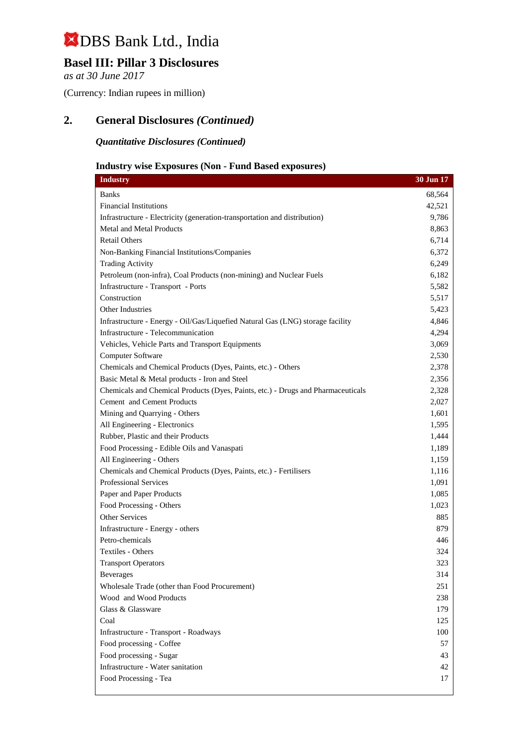# DBS Bank Ltd., India

## Basel III: Pillar 3 Disclosures

*as at 30 June 2017*

(Currency: Indian rupees in million)

## 2. General Disclosures *(Continued)*

***Quantitative Disclosures (Continued)***

### Industry wise Exposures (Non - Fund Based exposures)

| Industry | 30 Jun 17 |
|---|---|
| Banks | 68,564 |
| Financial Institutions | 42,521 |
| Infrastructure - Electricity (generation-transportation and distribution) | 9,786 |
| Metal and Metal Products | 8,863 |
| Retail Others | 6,714 |
| Non-Banking Financial Institutions/Companies | 6,372 |
| Trading Activity | 6,249 |
| Petroleum (non-infra), Coal Products (non-mining) and Nuclear Fuels | 6,182 |
| Infrastructure - Transport - Ports | 5,582 |
| Construction | 5,517 |
| Other Industries | 5,423 |
| Infrastructure - Energy - Oil/Gas/Liquefied Natural Gas (LNG) storage facility | 4,846 |
| Infrastructure - Telecommunication | 4,294 |
| Vehicles, Vehicle Parts and Transport Equipments | 3,069 |
| Computer Software | 2,530 |
| Chemicals and Chemical Products (Dyes, Paints, etc.) - Others | 2,378 |
| Basic Metal & Metal products - Iron and Steel | 2,356 |
| Chemicals and Chemical Products (Dyes, Paints, etc.) - Drugs and Pharmaceuticals | 2,328 |
| Cement and Cement Products | 2,027 |
| Mining and Quarrying - Others | 1,601 |
| All Engineering - Electronics | 1,595 |
| Rubber, Plastic and their Products | 1,444 |
| Food Processing - Edible Oils and Vanaspati | 1,189 |
| All Engineering - Others | 1,159 |
| Chemicals and Chemical Products (Dyes, Paints, etc.) - Fertilisers | 1,116 |
| Professional Services | 1,091 |
| Paper and Paper Products | 1,085 |
| Food Processing - Others | 1,023 |
| Other Services | 885 |
| Infrastructure - Energy - others | 879 |
| Petro-chemicals | 446 |
| Textiles - Others | 324 |
| Transport Operators | 323 |
| Beverages | 314 |
| Wholesale Trade (other than Food Procurement) | 251 |
| Wood and Wood Products | 238 |
| Glass & Glassware | 179 |
| Coal | 125 |
| Infrastructure - Transport - Roadways | 100 |
| Food processing - Coffee | 57 |
| Food processing - Sugar | 43 |
| Infrastructure - Water sanitation | 42 |
| Food Processing - Tea | 17 |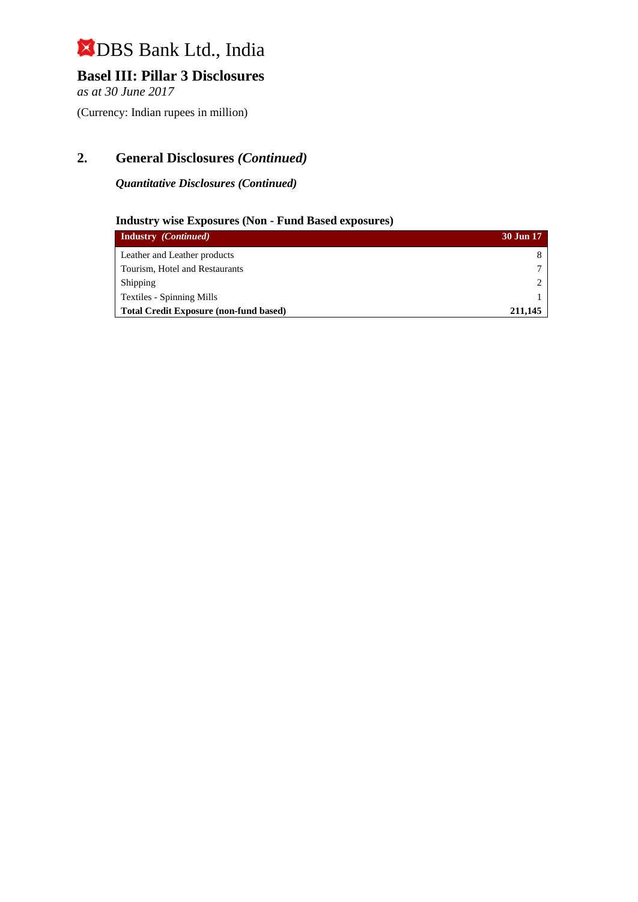# DBS Bank Ltd., India

## Basel III: Pillar 3 Disclosures

*as at 30 June 2017*

(Currency: Indian rupees in million)

## 2. General Disclosures *(Continued)*

***Quantitative Disclosures (Continued)***

### Industry wise Exposures (Non - Fund Based exposures)

| **Industry** *(Continued)* | **30 Jun 17** |
|---|---|
| Leather and Leather products | 8 |
| Tourism, Hotel and Restaurants | 7 |
| Shipping | 2 |
| Textiles - Spinning Mills | 1 |
| **Total Credit Exposure (non-fund based)** | **211,145** |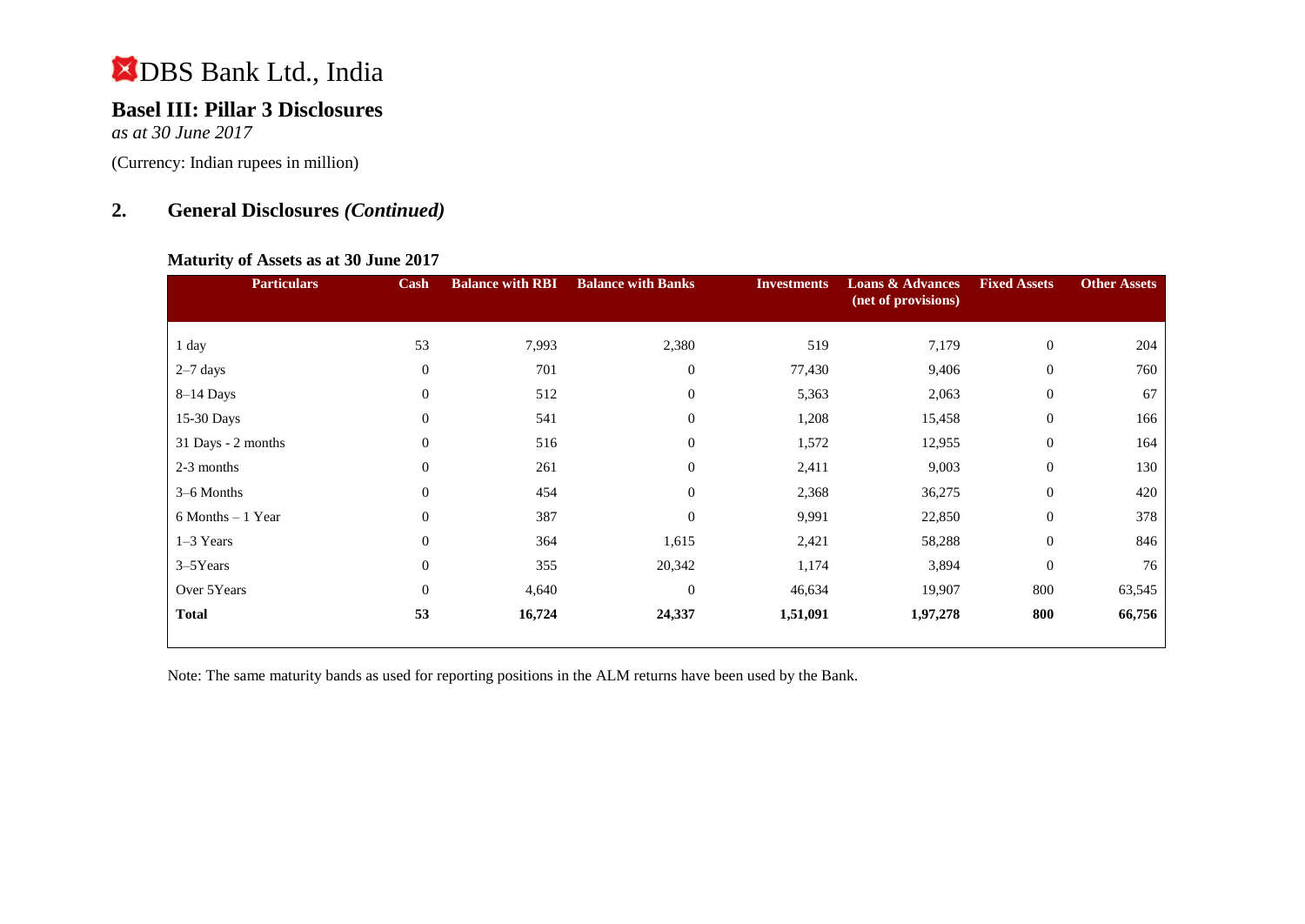# DBS Bank Ltd., India

## Basel III: Pillar 3 Disclosures

*as at 30 June 2017*

(Currency: Indian rupees in million)

## 2. General Disclosures *(Continued)*

### Maturity of Assets as at 30 June 2017

| Particulars | Cash | Balance with RBI | Balance with Banks | Investments | Loans & Advances (net of provisions) | Fixed Assets | Other Assets |
|---|---|---|---|---|---|---|---|
| 1 day | 53 | 7,993 | 2,380 | 519 | 7,179 | 0 | 204 |
| 2–7 days | 0 | 701 | 0 | 77,430 | 9,406 | 0 | 760 |
| 8–14 Days | 0 | 512 | 0 | 5,363 | 2,063 | 0 | 67 |
| 15-30 Days | 0 | 541 | 0 | 1,208 | 15,458 | 0 | 166 |
| 31 Days - 2 months | 0 | 516 | 0 | 1,572 | 12,955 | 0 | 164 |
| 2-3 months | 0 | 261 | 0 | 2,411 | 9,003 | 0 | 130 |
| 3–6 Months | 0 | 454 | 0 | 2,368 | 36,275 | 0 | 420 |
| 6 Months – 1 Year | 0 | 387 | 0 | 9,991 | 22,850 | 0 | 378 |
| 1–3 Years | 0 | 364 | 1,615 | 2,421 | 58,288 | 0 | 846 |
| 3–5Years | 0 | 355 | 20,342 | 1,174 | 3,894 | 0 | 76 |
| Over 5Years | 0 | 4,640 | 0 | 46,634 | 19,907 | 800 | 63,545 |
| **Total** | **53** | **16,724** | **24,337** | **1,51,091** | **1,97,278** | **800** | **66,756** |

Note: The same maturity bands as used for reporting positions in the ALM returns have been used by the Bank.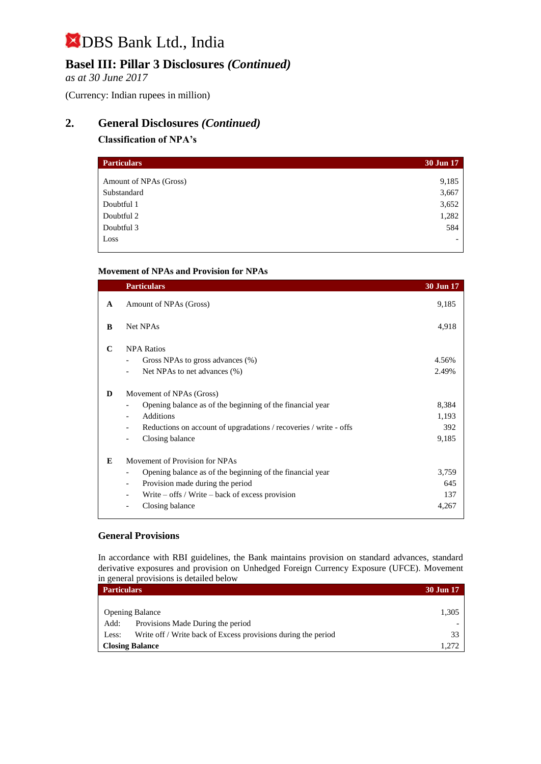# DBS Bank Ltd., India

## Basel III: Pillar 3 Disclosures *(Continued)*

*as at 30 June 2017*

(Currency: Indian rupees in million)

## 2. General Disclosures *(Continued)*

### Classification of NPA's

| Particulars | 30 Jun 17 |
|---|---|
| Amount of NPAs (Gross) | 9,185 |
| Substandard | 3,667 |
| Doubtful 1 | 3,652 |
| Doubtful 2 | 1,282 |
| Doubtful 3 | 584 |
| Loss | - |

### Movement of NPAs and Provision for NPAs

| | Particulars | 30 Jun 17 |
|---|---|---|
| **A** | Amount of NPAs (Gross) | 9,185 |
| **B** | Net NPAs | 4,918 |
| **C** | NPA Ratios | |
| | - Gross NPAs to gross advances (%) | 4.56% |
| | - Net NPAs to net advances (%) | 2.49% |
| **D** | Movement of NPAs (Gross) | |
| | - Opening balance as of the beginning of the financial year | 8,384 |
| | - Additions | 1,193 |
| | - Reductions on account of upgradations / recoveries / write - offs | 392 |
| | - Closing balance | 9,185 |
| **E** | Movement of Provision for NPAs | |
| | - Opening balance as of the beginning of the financial year | 3,759 |
| | - Provision made during the period | 645 |
| | - Write – offs / Write – back of excess provision | 137 |
| | - Closing balance | 4,267 |

### General Provisions

In accordance with RBI guidelines, the Bank maintains provision on standard advances, standard derivative exposures and provision on Unhedged Foreign Currency Exposure (UFCE). Movement in general provisions is detailed below

| Particulars | 30 Jun 17 |
|---|---|
| Opening Balance | 1,305 |
| Add: Provisions Made During the period | - |
| Less: Write off / Write back of Excess provisions during the period | 33 |
| **Closing Balance** | 1,272 |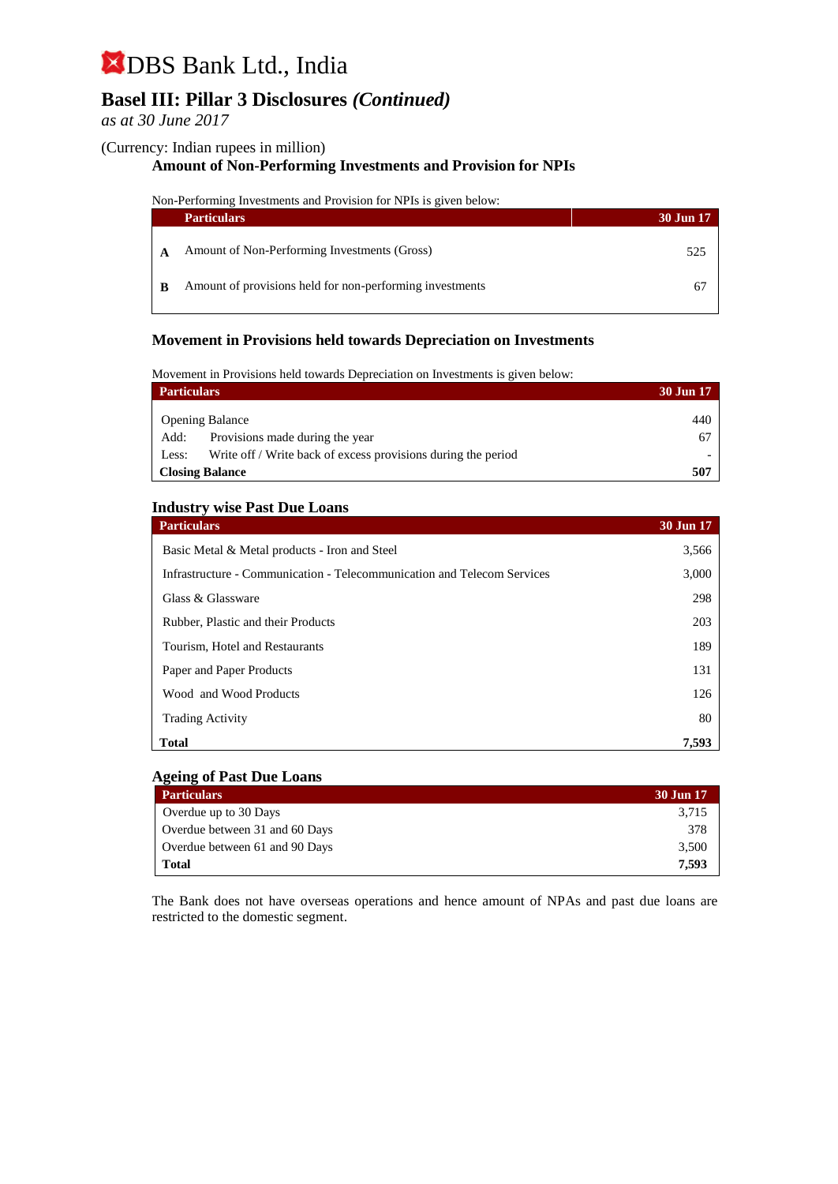# DBS Bank Ltd., India

## Basel III: Pillar 3 Disclosures *(Continued)*

*as at 30 June 2017*

(Currency: Indian rupees in million)

### Amount of Non-Performing Investments and Provision for NPIs

Non-Performing Investments and Provision for NPIs is given below:

| | Particulars | 30 Jun 17 |
|---|---|---|
| **A** | Amount of Non-Performing Investments (Gross) | 525 |
| **B** | Amount of provisions held for non-performing investments | 67 |

### Movement in Provisions held towards Depreciation on Investments

Movement in Provisions held towards Depreciation on Investments is given below:

| Particulars | 30 Jun 17 |
|---|---|
| Opening Balance | 440 |
| Add: Provisions made during the year | 67 |
| Less: Write off / Write back of excess provisions during the period | - |
| **Closing Balance** | **507** |

### Industry wise Past Due Loans

| Particulars | 30 Jun 17 |
|---|---|
| Basic Metal & Metal products - Iron and Steel | 3,566 |
| Infrastructure - Communication - Telecommunication and Telecom Services | 3,000 |
| Glass & Glassware | 298 |
| Rubber, Plastic and their Products | 203 |
| Tourism, Hotel and Restaurants | 189 |
| Paper and Paper Products | 131 |
| Wood and Wood Products | 126 |
| Trading Activity | 80 |
| **Total** | **7,593** |

### Ageing of Past Due Loans

| Particulars | 30 Jun 17 |
|---|---|
| Overdue up to 30 Days | 3,715 |
| Overdue between 31 and 60 Days | 378 |
| Overdue between 61 and 90 Days | 3,500 |
| **Total** | **7,593** |

The Bank does not have overseas operations and hence amount of NPAs and past due loans are restricted to the domestic segment.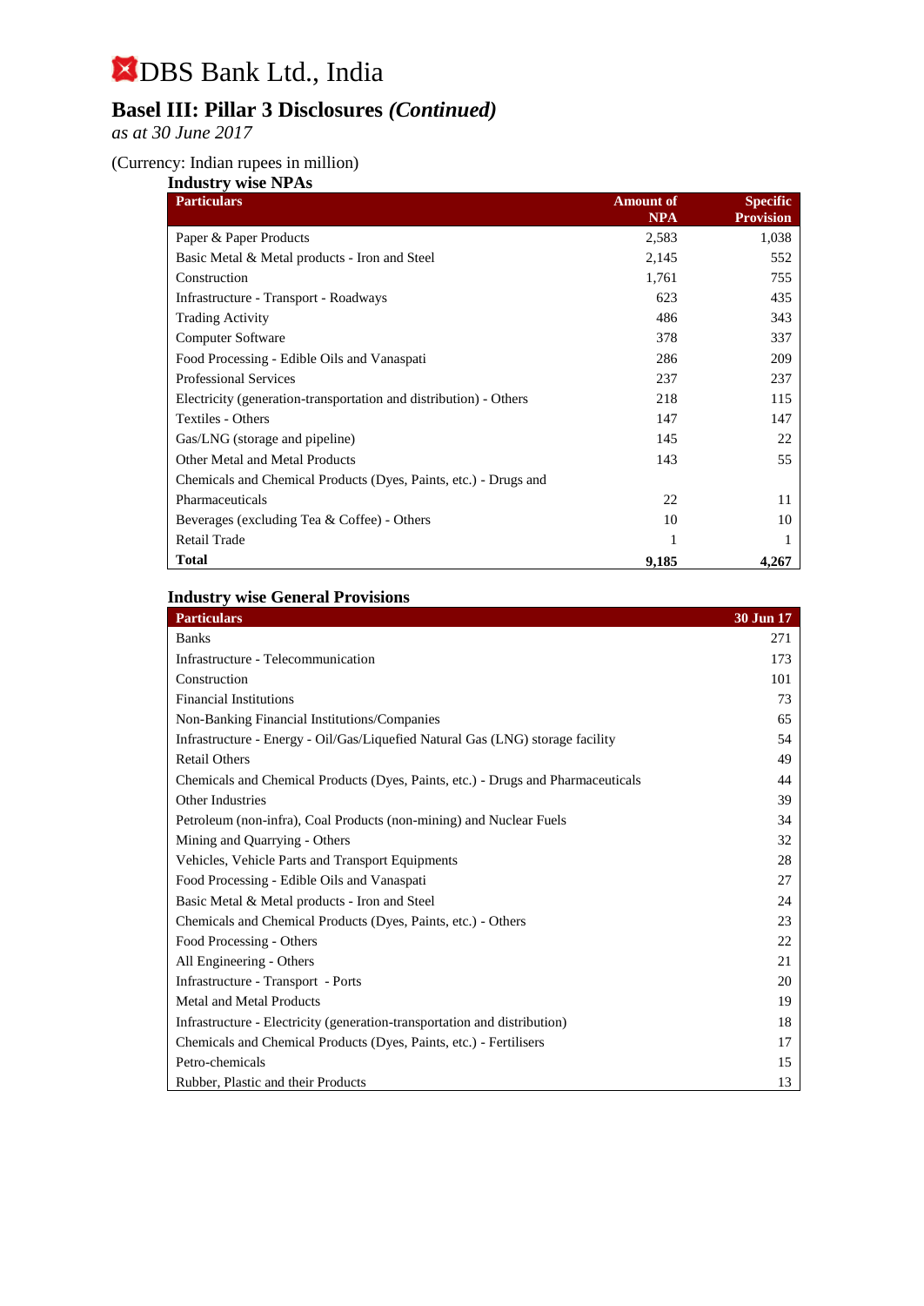# DBS Bank Ltd., India

## Basel III: Pillar 3 Disclosures *(Continued)*

*as at 30 June 2017*

(Currency: Indian rupees in million)

### Industry wise NPAs

| Particulars | Amount of NPA | Specific Provision |
|---|---|---|
| Paper & Paper Products | 2,583 | 1,038 |
| Basic Metal & Metal products - Iron and Steel | 2,145 | 552 |
| Construction | 1,761 | 755 |
| Infrastructure - Transport - Roadways | 623 | 435 |
| Trading Activity | 486 | 343 |
| Computer Software | 378 | 337 |
| Food Processing - Edible Oils and Vanaspati | 286 | 209 |
| Professional Services | 237 | 237 |
| Electricity (generation-transportation and distribution) - Others | 218 | 115 |
| Textiles - Others | 147 | 147 |
| Gas/LNG (storage and pipeline) | 145 | 22 |
| Other Metal and Metal Products | 143 | 55 |
| Chemicals and Chemical Products (Dyes, Paints, etc.) - Drugs and Pharmaceuticals | 22 | 11 |
| Beverages (excluding Tea & Coffee) - Others | 10 | 10 |
| Retail Trade | 1 | 1 |
| **Total** | **9,185** | **4,267** |

### Industry wise General Provisions

| Particulars | 30 Jun 17 |
|---|---|
| Banks | 271 |
| Infrastructure - Telecommunication | 173 |
| Construction | 101 |
| Financial Institutions | 73 |
| Non-Banking Financial Institutions/Companies | 65 |
| Infrastructure - Energy - Oil/Gas/Liquefied Natural Gas (LNG) storage facility | 54 |
| Retail Others | 49 |
| Chemicals and Chemical Products (Dyes, Paints, etc.) - Drugs and Pharmaceuticals | 44 |
| Other Industries | 39 |
| Petroleum (non-infra), Coal Products (non-mining) and Nuclear Fuels | 34 |
| Mining and Quarrying - Others | 32 |
| Vehicles, Vehicle Parts and Transport Equipments | 28 |
| Food Processing - Edible Oils and Vanaspati | 27 |
| Basic Metal & Metal products - Iron and Steel | 24 |
| Chemicals and Chemical Products (Dyes, Paints, etc.) - Others | 23 |
| Food Processing - Others | 22 |
| All Engineering - Others | 21 |
| Infrastructure - Transport - Ports | 20 |
| Metal and Metal Products | 19 |
| Infrastructure - Electricity (generation-transportation and distribution) | 18 |
| Chemicals and Chemical Products (Dyes, Paints, etc.) - Fertilisers | 17 |
| Petro-chemicals | 15 |
| Rubber, Plastic and their Products | 13 |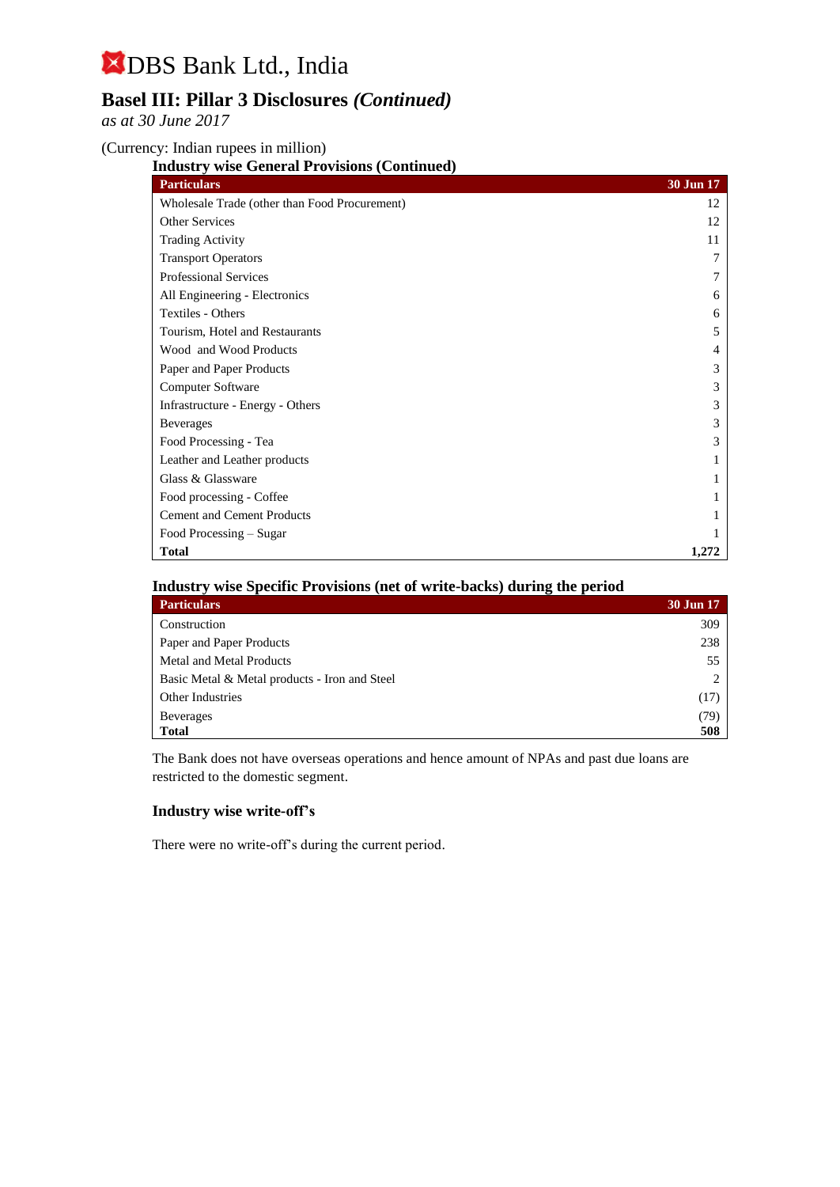# DBS Bank Ltd., India

## Basel III: Pillar 3 Disclosures *(Continued)*

*as at 30 June 2017*

(Currency: Indian rupees in million)

### Industry wise General Provisions (Continued)

| Particulars | 30 Jun 17 |
|---|---|
| Wholesale Trade (other than Food Procurement) | 12 |
| Other Services | 12 |
| Trading Activity | 11 |
| Transport Operators | 7 |
| Professional Services | 7 |
| All Engineering - Electronics | 6 |
| Textiles - Others | 6 |
| Tourism, Hotel and Restaurants | 5 |
| Wood and Wood Products | 4 |
| Paper and Paper Products | 3 |
| Computer Software | 3 |
| Infrastructure - Energy - Others | 3 |
| Beverages | 3 |
| Food Processing - Tea | 3 |
| Leather and Leather products | 1 |
| Glass & Glassware | 1 |
| Food processing - Coffee | 1 |
| Cement and Cement Products | 1 |
| Food Processing – Sugar | 1 |
| **Total** | **1,272** |

### Industry wise Specific Provisions (net of write-backs) during the period

| Particulars | 30 Jun 17 |
|---|---|
| Construction | 309 |
| Paper and Paper Products | 238 |
| Metal and Metal Products | 55 |
| Basic Metal & Metal products - Iron and Steel | 2 |
| Other Industries | (17) |
| Beverages | (79) |
| **Total** | **508** |

The Bank does not have overseas operations and hence amount of NPAs and past due loans are restricted to the domestic segment.

### Industry wise write-off's

There were no write-off's during the current period.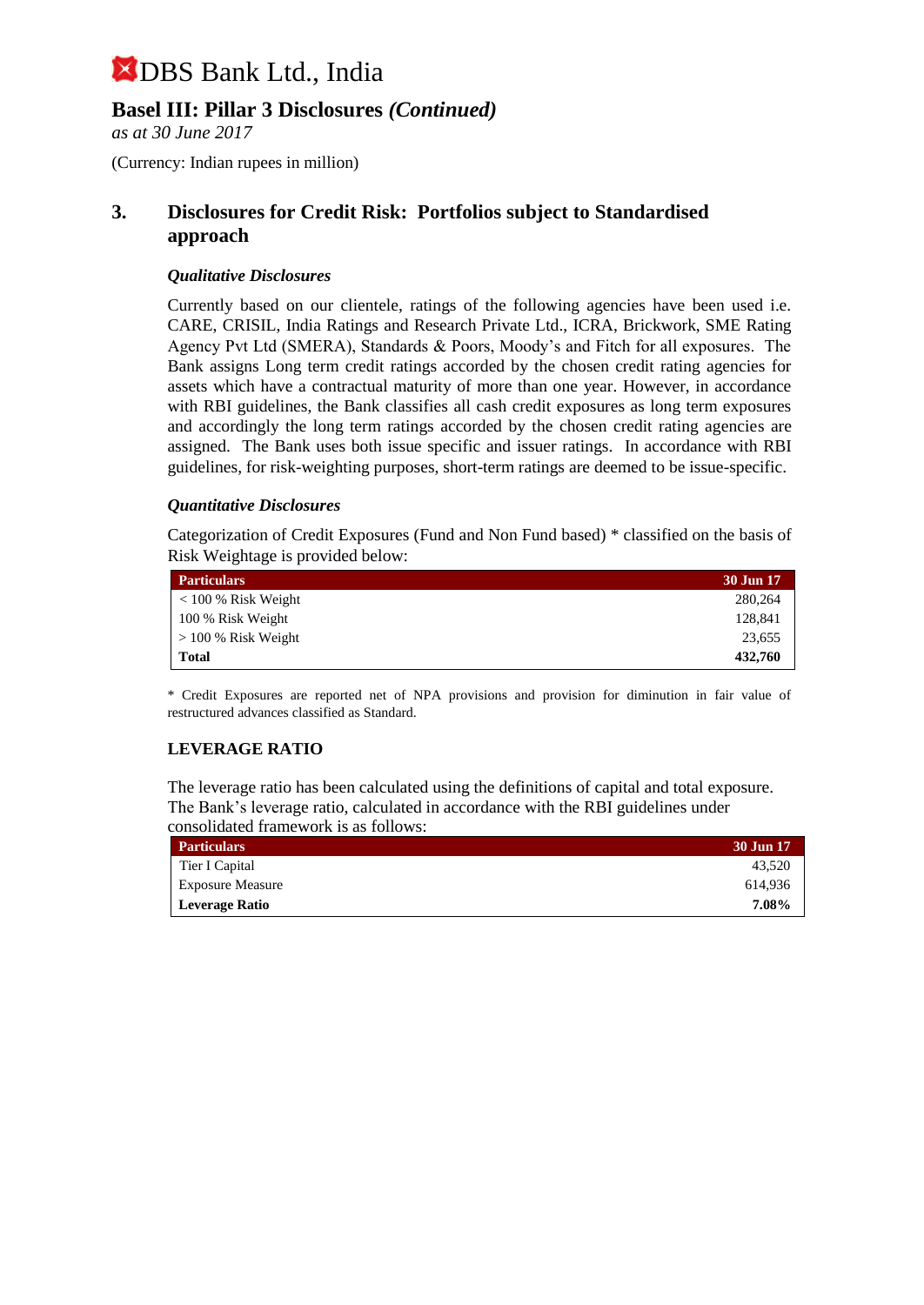# DBS Bank Ltd., India

## Basel III: Pillar 3 Disclosures *(Continued)*

*as at 30 June 2017*

(Currency: Indian rupees in million)

## 3. Disclosures for Credit Risk: Portfolios subject to Standardised approach

### *Qualitative Disclosures*

Currently based on our clientele, ratings of the following agencies have been used i.e. CARE, CRISIL, India Ratings and Research Private Ltd., ICRA, Brickwork, SME Rating Agency Pvt Ltd (SMERA), Standards & Poors, Moody's and Fitch for all exposures. The Bank assigns Long term credit ratings accorded by the chosen credit rating agencies for assets which have a contractual maturity of more than one year. However, in accordance with RBI guidelines, the Bank classifies all cash credit exposures as long term exposures and accordingly the long term ratings accorded by the chosen credit rating agencies are assigned. The Bank uses both issue specific and issuer ratings. In accordance with RBI guidelines, for risk-weighting purposes, short-term ratings are deemed to be issue-specific.

### *Quantitative Disclosures*

Categorization of Credit Exposures (Fund and Non Fund based) * classified on the basis of Risk Weightage is provided below:

| Particulars | 30 Jun 17 |
|---|---|
| < 100 % Risk Weight | 280,264 |
| 100 % Risk Weight | 128,841 |
| > 100 % Risk Weight | 23,655 |
| **Total** | **432,760** |

* Credit Exposures are reported net of NPA provisions and provision for diminution in fair value of restructured advances classified as Standard.

### LEVERAGE RATIO

The leverage ratio has been calculated using the definitions of capital and total exposure. The Bank's leverage ratio, calculated in accordance with the RBI guidelines under consolidated framework is as follows:

| Particulars | 30 Jun 17 |
|---|---|
| Tier I Capital | 43,520 |
| Exposure Measure | 614,936 |
| **Leverage Ratio** | **7.08%** |